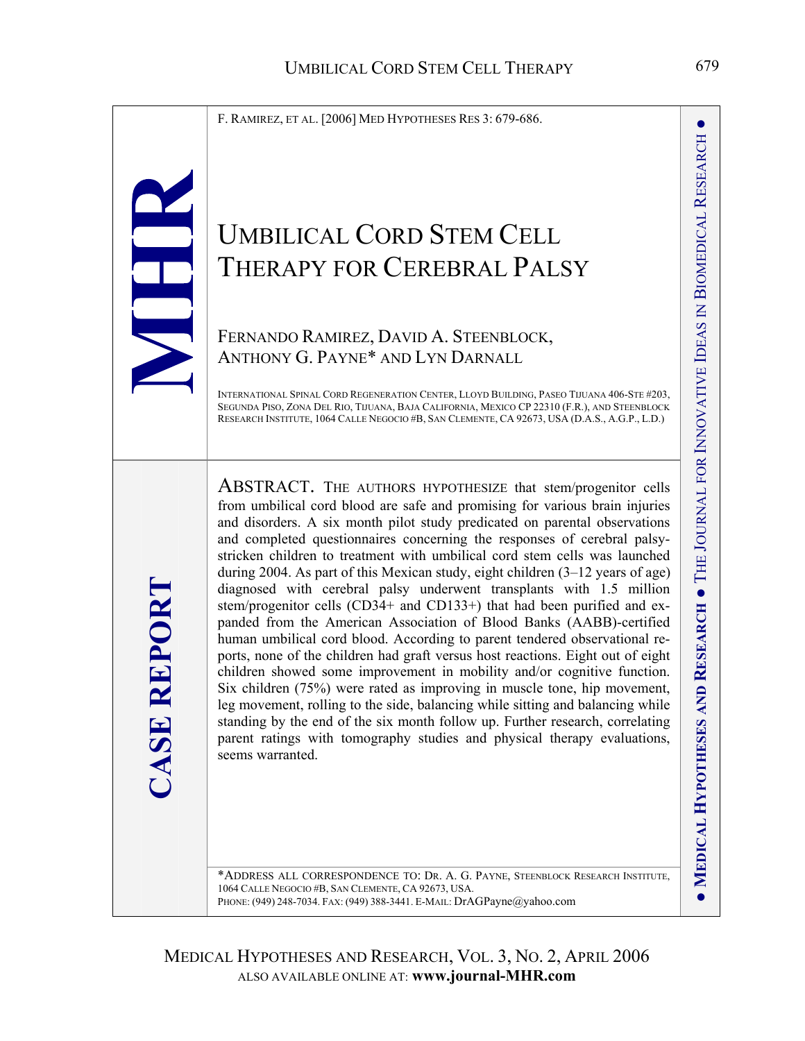F. Ramirez, et al. [2006] Med Hypotheses Res 3: 679-686.

MHR

CASE REPORT

# Umbilical Cord Stem Cell Therapy for Cerebral Palsy

Fernando Ramirez, David A. Steenblock, Anthony G. Payne* and Lyn Darnall

International Spinal Cord Regeneration Center, Lloyd Building, Paseo Tijuana 406-Ste #203, Segunda Piso, Zona Del Rio, Tijuana, Baja California, Mexico CP 22310 (F.R.), and Steenblock Research Institute, 1064 Calle Negocio #B, San Clemente, CA 92673, USA (D.A.S., A.G.P., L.D.)

**Abstract.** The authors hypothesize that stem/progenitor cells from umbilical cord blood are safe and promising for various brain injuries and disorders. A six month pilot study predicated on parental observations and completed questionnaires concerning the responses of cerebral palsy-stricken children to treatment with umbilical cord stem cells was launched during 2004. As part of this Mexican study, eight children (3–12 years of age) diagnosed with cerebral palsy underwent transplants with 1.5 million stem/progenitor cells (CD34+ and CD133+) that had been purified and expanded from the American Association of Blood Banks (AABB)-certified human umbilical cord blood. According to parent tendered observational reports, none of the children had graft versus host reactions. Eight out of eight children showed some improvement in mobility and/or cognitive function. Six children (75%) were rated as improving in muscle tone, hip movement, leg movement, rolling to the side, balancing while sitting and balancing while standing by the end of the six month follow up. Further research, correlating parent ratings with tomography studies and physical therapy evaluations, seems warranted.

*Address all correspondence to: Dr. A. G. Payne, Steenblock Research Institute, 1064 Calle Negocio #B, San Clemente, CA 92673, USA.
Phone: (949) 248-7034. Fax: (949) 388-3441. E-Mail: DrAGPayne@yahoo.com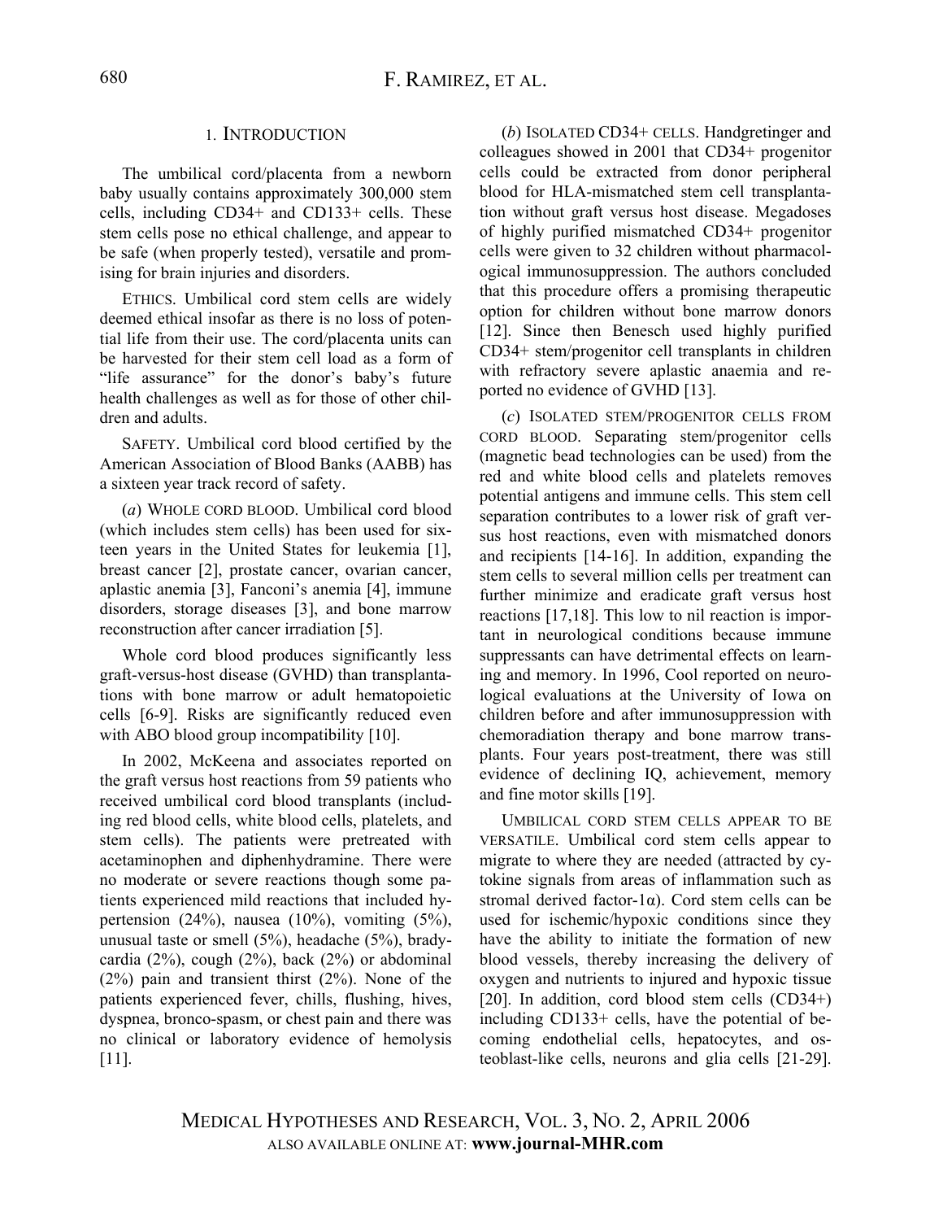## 1. INTRODUCTION

The umbilical cord/placenta from a newborn baby usually contains approximately 300,000 stem cells, including CD34+ and CD133+ cells. These stem cells pose no ethical challenge, and appear to be safe (when properly tested), versatile and promising for brain injuries and disorders.

ETHICS. Umbilical cord stem cells are widely deemed ethical insofar as there is no loss of potential life from their use. The cord/placenta units can be harvested for their stem cell load as a form of "life assurance" for the donor's baby's future health challenges as well as for those of other children and adults.

SAFETY. Umbilical cord blood certified by the American Association of Blood Banks (AABB) has a sixteen year track record of safety.

(*a*) WHOLE CORD BLOOD. Umbilical cord blood (which includes stem cells) has been used for sixteen years in the United States for leukemia [1], breast cancer [2], prostate cancer, ovarian cancer, aplastic anemia [3], Fanconi's anemia [4], immune disorders, storage diseases [3], and bone marrow reconstruction after cancer irradiation [5].

Whole cord blood produces significantly less graft-versus-host disease (GVHD) than transplantations with bone marrow or adult hematopoietic cells [6-9]. Risks are significantly reduced even with ABO blood group incompatibility [10].

In 2002, McKeena and associates reported on the graft versus host reactions from 59 patients who received umbilical cord blood transplants (including red blood cells, white blood cells, platelets, and stem cells). The patients were pretreated with acetaminophen and diphenhydramine. There were no moderate or severe reactions though some patients experienced mild reactions that included hypertension (24%), nausea (10%), vomiting (5%), unusual taste or smell (5%), headache (5%), bradycardia (2%), cough (2%), back (2%) or abdominal (2%) pain and transient thirst (2%). None of the patients experienced fever, chills, flushing, hives, dyspnea, bronco-spasm, or chest pain and there was no clinical or laboratory evidence of hemolysis [11].

(*b*) ISOLATED CD34+ CELLS. Handgretinger and colleagues showed in 2001 that CD34+ progenitor cells could be extracted from donor peripheral blood for HLA-mismatched stem cell transplantation without graft versus host disease. Megadoses of highly purified mismatched CD34+ progenitor cells were given to 32 children without pharmacological immunosuppression. The authors concluded that this procedure offers a promising therapeutic option for children without bone marrow donors [12]. Since then Benesch used highly purified CD34+ stem/progenitor cell transplants in children with refractory severe aplastic anaemia and reported no evidence of GVHD [13].

(*c*) ISOLATED STEM/PROGENITOR CELLS FROM CORD BLOOD. Separating stem/progenitor cells (magnetic bead technologies can be used) from the red and white blood cells and platelets removes potential antigens and immune cells. This stem cell separation contributes to a lower risk of graft versus host reactions, even with mismatched donors and recipients [14-16]. In addition, expanding the stem cells to several million cells per treatment can further minimize and eradicate graft versus host reactions [17,18]. This low to nil reaction is important in neurological conditions because immune suppressants can have detrimental effects on learning and memory. In 1996, Cool reported on neurological evaluations at the University of Iowa on children before and after immunosuppression with chemoradiation therapy and bone marrow transplants. Four years post-treatment, there was still evidence of declining IQ, achievement, memory and fine motor skills [19].

UMBILICAL CORD STEM CELLS APPEAR TO BE VERSATILE. Umbilical cord stem cells appear to migrate to where they are needed (attracted by cytokine signals from areas of inflammation such as stromal derived factor-1α). Cord stem cells can be used for ischemic/hypoxic conditions since they have the ability to initiate the formation of new blood vessels, thereby increasing the delivery of oxygen and nutrients to injured and hypoxic tissue [20]. In addition, cord blood stem cells (CD34+) including CD133+ cells, have the potential of becoming endothelial cells, hepatocytes, and osteoblast-like cells, neurons and glia cells [21-29].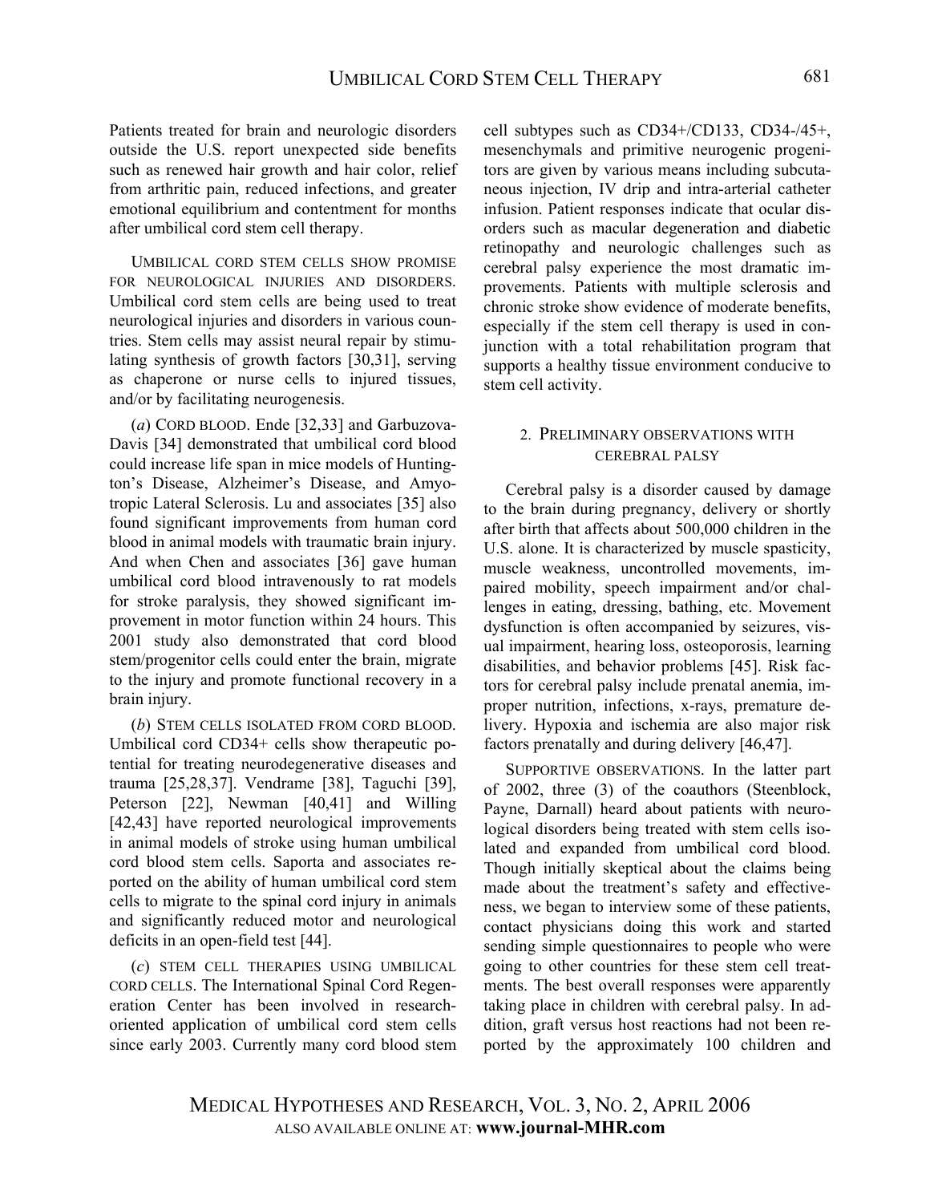Patients treated for brain and neurologic disorders outside the U.S. report unexpected side benefits such as renewed hair growth and hair color, relief from arthritic pain, reduced infections, and greater emotional equilibrium and contentment for months after umbilical cord stem cell therapy.

UMBILICAL CORD STEM CELLS SHOW PROMISE FOR NEUROLOGICAL INJURIES AND DISORDERS. Umbilical cord stem cells are being used to treat neurological injuries and disorders in various countries. Stem cells may assist neural repair by stimulating synthesis of growth factors [30,31], serving as chaperone or nurse cells to injured tissues, and/or by facilitating neurogenesis.

(*a*) CORD BLOOD. Ende [32,33] and Garbuzova-Davis [34] demonstrated that umbilical cord blood could increase life span in mice models of Huntington's Disease, Alzheimer's Disease, and Amyotropic Lateral Sclerosis. Lu and associates [35] also found significant improvements from human cord blood in animal models with traumatic brain injury. And when Chen and associates [36] gave human umbilical cord blood intravenously to rat models for stroke paralysis, they showed significant improvement in motor function within 24 hours. This 2001 study also demonstrated that cord blood stem/progenitor cells could enter the brain, migrate to the injury and promote functional recovery in a brain injury.

(*b*) STEM CELLS ISOLATED FROM CORD BLOOD. Umbilical cord CD34+ cells show therapeutic potential for treating neurodegenerative diseases and trauma [25,28,37]. Vendrame [38], Taguchi [39], Peterson [22], Newman [40,41] and Willing [42,43] have reported neurological improvements in animal models of stroke using human umbilical cord blood stem cells. Saporta and associates reported on the ability of human umbilical cord stem cells to migrate to the spinal cord injury in animals and significantly reduced motor and neurological deficits in an open-field test [44].

(*c*) STEM CELL THERAPIES USING UMBILICAL CORD CELLS. The International Spinal Cord Regeneration Center has been involved in research-oriented application of umbilical cord stem cells since early 2003. Currently many cord blood stem cell subtypes such as CD34+/CD133, CD34-/45+, mesenchymals and primitive neurogenic progenitors are given by various means including subcutaneous injection, IV drip and intra-arterial catheter infusion. Patient responses indicate that ocular disorders such as macular degeneration and diabetic retinopathy and neurologic challenges such as cerebral palsy experience the most dramatic improvements. Patients with multiple sclerosis and chronic stroke show evidence of moderate benefits, especially if the stem cell therapy is used in conjunction with a total rehabilitation program that supports a healthy tissue environment conducive to stem cell activity.

## 2. PRELIMINARY OBSERVATIONS WITH CEREBRAL PALSY

Cerebral palsy is a disorder caused by damage to the brain during pregnancy, delivery or shortly after birth that affects about 500,000 children in the U.S. alone. It is characterized by muscle spasticity, muscle weakness, uncontrolled movements, impaired mobility, speech impairment and/or challenges in eating, dressing, bathing, etc. Movement dysfunction is often accompanied by seizures, visual impairment, hearing loss, osteoporosis, learning disabilities, and behavior problems [45]. Risk factors for cerebral palsy include prenatal anemia, improper nutrition, infections, x-rays, premature delivery. Hypoxia and ischemia are also major risk factors prenatally and during delivery [46,47].

SUPPORTIVE OBSERVATIONS. In the latter part of 2002, three (3) of the coauthors (Steenblock, Payne, Darnall) heard about patients with neurological disorders being treated with stem cells isolated and expanded from umbilical cord blood. Though initially skeptical about the claims being made about the treatment's safety and effectiveness, we began to interview some of these patients, contact physicians doing this work and started sending simple questionnaires to people who were going to other countries for these stem cell treatments. The best overall responses were apparently taking place in children with cerebral palsy. In addition, graft versus host reactions had not been reported by the approximately 100 children and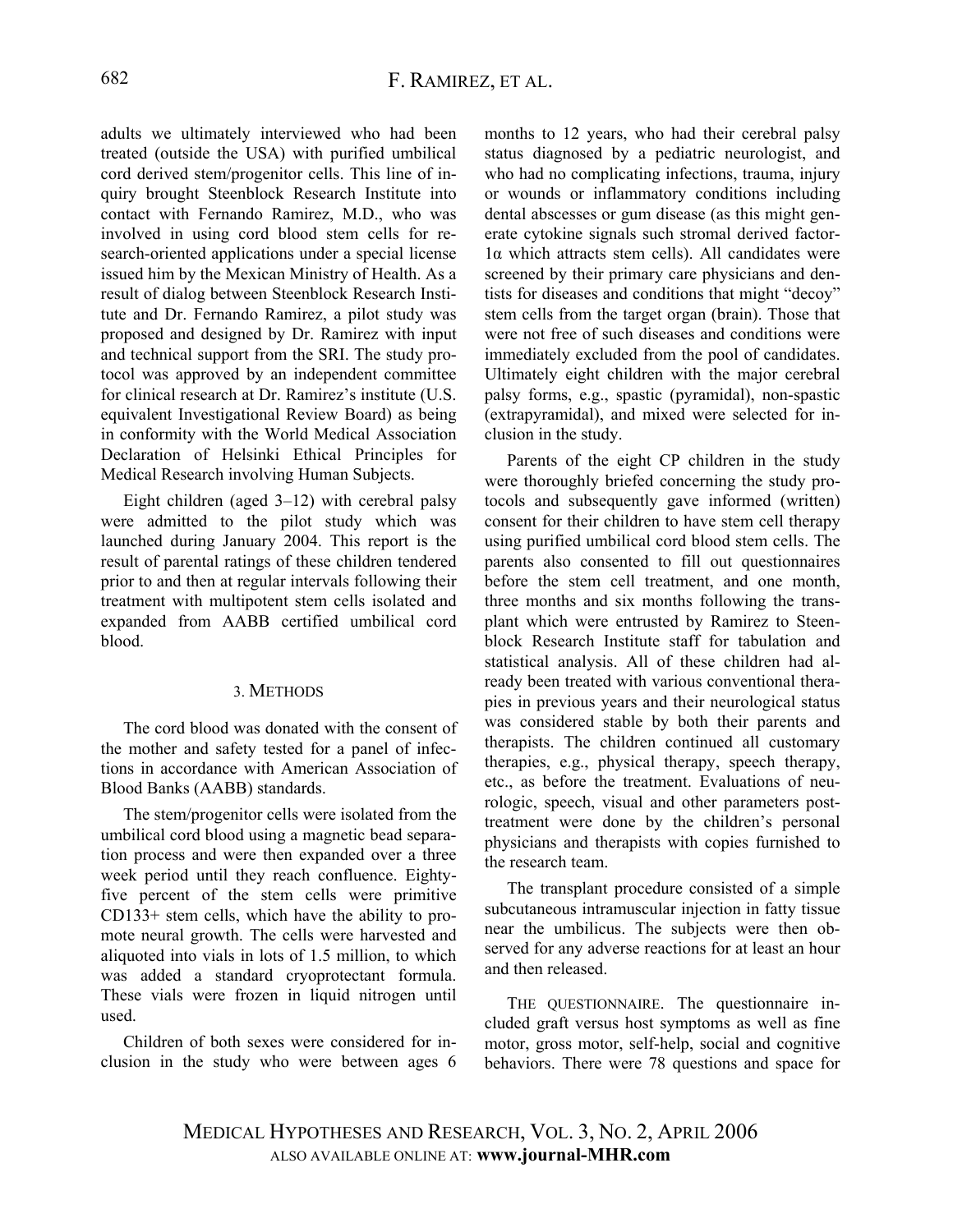adults we ultimately interviewed who had been treated (outside the USA) with purified umbilical cord derived stem/progenitor cells. This line of inquiry brought Steenblock Research Institute into contact with Fernando Ramirez, M.D., who was involved in using cord blood stem cells for research-oriented applications under a special license issued him by the Mexican Ministry of Health. As a result of dialog between Steenblock Research Institute and Dr. Fernando Ramirez, a pilot study was proposed and designed by Dr. Ramirez with input and technical support from the SRI. The study protocol was approved by an independent committee for clinical research at Dr. Ramirez's institute (U.S. equivalent Investigational Review Board) as being in conformity with the World Medical Association Declaration of Helsinki Ethical Principles for Medical Research involving Human Subjects.

Eight children (aged 3–12) with cerebral palsy were admitted to the pilot study which was launched during January 2004. This report is the result of parental ratings of these children tendered prior to and then at regular intervals following their treatment with multipotent stem cells isolated and expanded from AABB certified umbilical cord blood.

## 3. METHODS

The cord blood was donated with the consent of the mother and safety tested for a panel of infections in accordance with American Association of Blood Banks (AABB) standards.

The stem/progenitor cells were isolated from the umbilical cord blood using a magnetic bead separation process and were then expanded over a three week period until they reach confluence. Eighty-five percent of the stem cells were primitive CD133+ stem cells, which have the ability to promote neural growth. The cells were harvested and aliquoted into vials in lots of 1.5 million, to which was added a standard cryoprotectant formula. These vials were frozen in liquid nitrogen until used.

Children of both sexes were considered for inclusion in the study who were between ages 6 months to 12 years, who had their cerebral palsy status diagnosed by a pediatric neurologist, and who had no complicating infections, trauma, injury or wounds or inflammatory conditions including dental abscesses or gum disease (as this might generate cytokine signals such stromal derived factor-1α which attracts stem cells). All candidates were screened by their primary care physicians and dentists for diseases and conditions that might "decoy" stem cells from the target organ (brain). Those that were not free of such diseases and conditions were immediately excluded from the pool of candidates. Ultimately eight children with the major cerebral palsy forms, e.g., spastic (pyramidal), non-spastic (extrapyramidal), and mixed were selected for inclusion in the study.

Parents of the eight CP children in the study were thoroughly briefed concerning the study protocols and subsequently gave informed (written) consent for their children to have stem cell therapy using purified umbilical cord blood stem cells. The parents also consented to fill out questionnaires before the stem cell treatment, and one month, three months and six months following the transplant which were entrusted by Ramirez to Steenblock Research Institute staff for tabulation and statistical analysis. All of these children had already been treated with various conventional therapies in previous years and their neurological status was considered stable by both their parents and therapists. The children continued all customary therapies, e.g., physical therapy, speech therapy, etc., as before the treatment. Evaluations of neurologic, speech, visual and other parameters post-treatment were done by the children's personal physicians and therapists with copies furnished to the research team.

The transplant procedure consisted of a simple subcutaneous intramuscular injection in fatty tissue near the umbilicus. The subjects were then observed for any adverse reactions for at least an hour and then released.

THE QUESTIONNAIRE. The questionnaire included graft versus host symptoms as well as fine motor, gross motor, self-help, social and cognitive behaviors. There were 78 questions and space for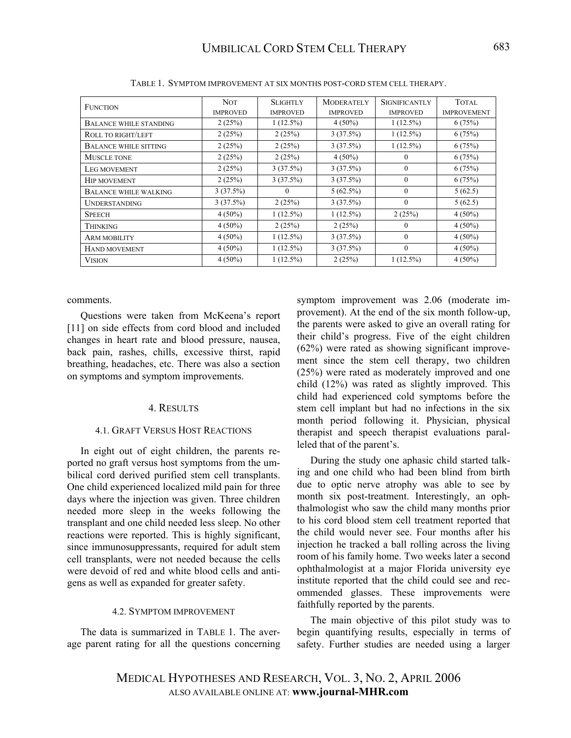TABLE 1. SYMPTOM IMPROVEMENT AT SIX MONTHS POST-CORD STEM CELL THERAPY.

| FUNCTION | NOT IMPROVED | SLIGHTLY IMPROVED | MODERATELY IMPROVED | SIGNIFICANTLY IMPROVED | TOTAL IMPROVEMENT |
|---|---|---|---|---|---|
| BALANCE WHILE STANDING | 2 (25%) | 1 (12.5%) | 4 (50%) | 1 (12.5%) | 6 (75%) |
| ROLL TO RIGHT/LEFT | 2 (25%) | 2 (25%) | 3 (37.5%) | 1 (12.5%) | 6 (75%) |
| BALANCE WHILE SITTING | 2 (25%) | 2 (25%) | 3 (37.5%) | 1 (12.5%) | 6 (75%) |
| MUSCLE TONE | 2 (25%) | 2 (25%) | 4 (50%) | 0 | 6 (75%) |
| LEG MOVEMENT | 2 (25%) | 3 (37.5%) | 3 (37.5%) | 0 | 6 (75%) |
| HIP MOVEMENT | 2 (25%) | 3 (37.5%) | 3 (37.5%) | 0 | 6 (75%) |
| BALANCE WHILE WALKING | 3 (37.5%) | 0 | 5 (62.5%) | 0 | 5 (62.5) |
| UNDERSTANDING | 3 (37.5%) | 2 (25%) | 3 (37.5%) | 0 | 5 (62.5) |
| SPEECH | 4 (50%) | 1 (12.5%) | 1 (12.5%) | 2 (25%) | 4 (50%) |
| THINKING | 4 (50%) | 2 (25%) | 2 (25%) | 0 | 4 (50%) |
| ARM MOBILITY | 4 (50%) | 1 (12.5%) | 3 (37.5%) | 0 | 4 (50%) |
| HAND MOVEMENT | 4 (50%) | 1 (12.5%) | 3 (37.5%) | 0 | 4 (50%) |
| VISION | 4 (50%) | 1 (12.5%) | 2 (25%) | 1 (12.5%) | 4 (50%) |

comments.

Questions were taken from McKeena's report [11] on side effects from cord blood and included changes in heart rate and blood pressure, nausea, back pain, rashes, chills, excessive thirst, rapid breathing, headaches, etc. There was also a section on symptoms and symptom improvements.

## 4. RESULTS

### 4.1. GRAFT VERSUS HOST REACTIONS

In eight out of eight children, the parents reported no graft versus host symptoms from the umbilical cord derived purified stem cell transplants. One child experienced localized mild pain for three days where the injection was given. Three children needed more sleep in the weeks following the transplant and one child needed less sleep. No other reactions were reported. This is highly significant, since immunosuppressants, required for adult stem cell transplants, were not needed because the cells were devoid of red and white blood cells and antigens as well as expanded for greater safety.

### 4.2. SYMPTOM IMPROVEMENT

The data is summarized in TABLE 1. The average parent rating for all the questions concerning symptom improvement was 2.06 (moderate improvement). At the end of the six month follow-up, the parents were asked to give an overall rating for their child's progress. Five of the eight children (62%) were rated as showing significant improvement since the stem cell therapy, two children (25%) were rated as moderately improved and one child (12%) was rated as slightly improved. This child had experienced cold symptoms before the stem cell implant but had no infections in the six month period following it. Physician, physical therapist and speech therapist evaluations paralleled that of the parent's.

During the study one aphasic child started talking and one child who had been blind from birth due to optic nerve atrophy was able to see by month six post-treatment. Interestingly, an ophthalmologist who saw the child many months prior to his cord blood stem cell treatment reported that the child would never see. Four months after his injection he tracked a ball rolling across the living room of his family home. Two weeks later a second ophthalmologist at a major Florida university eye institute reported that the child could see and recommended glasses. These improvements were faithfully reported by the parents.

The main objective of this pilot study was to begin quantifying results, especially in terms of safety. Further studies are needed using a larger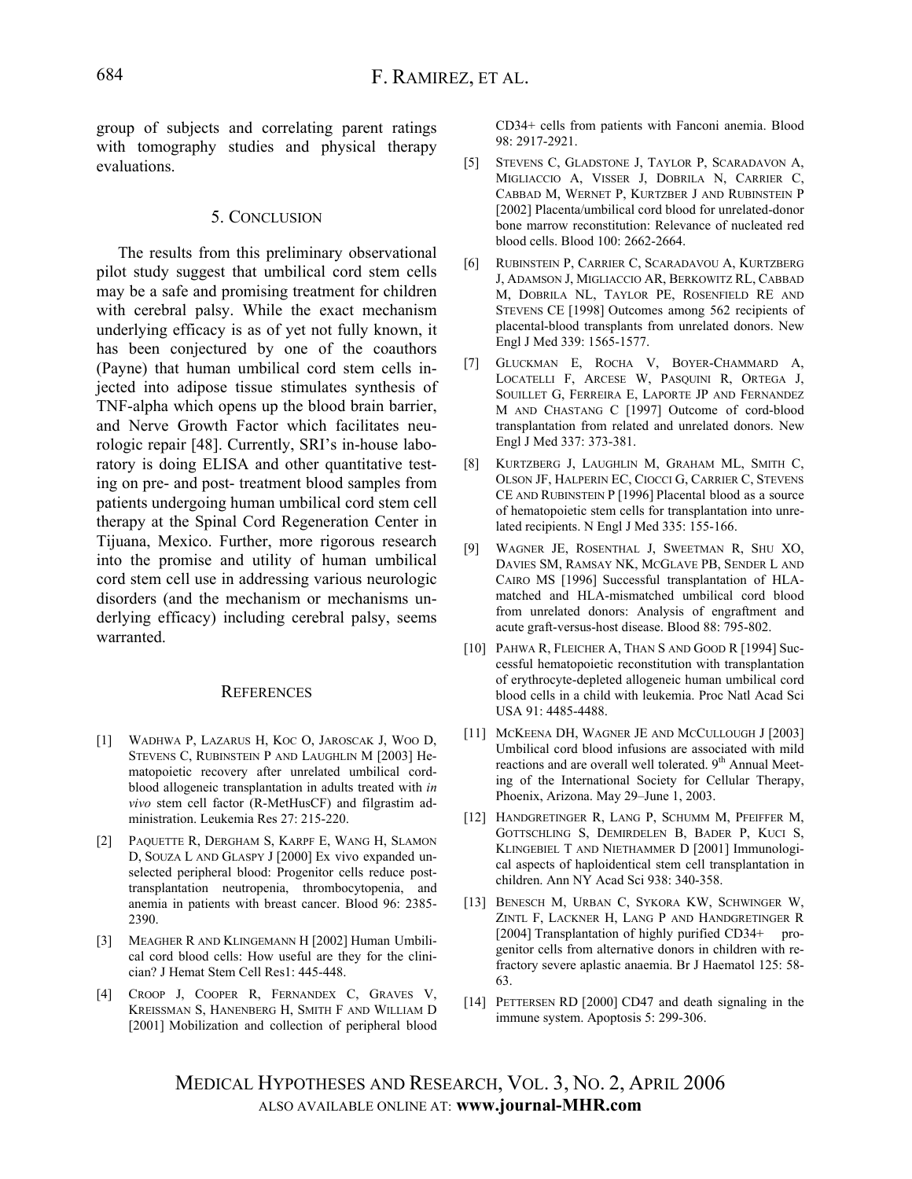group of subjects and correlating parent ratings with tomography studies and physical therapy evaluations.

## 5. Conclusion

The results from this preliminary observational pilot study suggest that umbilical cord stem cells may be a safe and promising treatment for children with cerebral palsy. While the exact mechanism underlying efficacy is as of yet not fully known, it has been conjectured by one of the coauthors (Payne) that human umbilical cord stem cells injected into adipose tissue stimulates synthesis of TNF-alpha which opens up the blood brain barrier, and Nerve Growth Factor which facilitates neurologic repair [48]. Currently, SRI's in-house laboratory is doing ELISA and other quantitative testing on pre- and post- treatment blood samples from patients undergoing human umbilical cord stem cell therapy at the Spinal Cord Regeneration Center in Tijuana, Mexico. Further, more rigorous research into the promise and utility of human umbilical cord stem cell use in addressing various neurologic disorders (and the mechanism or mechanisms underlying efficacy) including cerebral palsy, seems warranted.

## References

[1] Wadhwa P, Lazarus H, Koc O, Jaroscak J, Woo D, Stevens C, Rubinstein P and Laughlin M [2003] Hematopoietic recovery after unrelated umbilical cord-blood allogeneic transplantation in adults treated with *in vivo* stem cell factor (R-MetHusCF) and filgrastim administration. Leukemia Res 27: 215-220.

[2] Paquette R, Dergham S, Karpf E, Wang H, Slamon D, Souza L and Glaspy J [2000] Ex vivo expanded unselected peripheral blood: Progenitor cells reduce post-transplantation neutropenia, thrombocytopenia, and anemia in patients with breast cancer. Blood 96: 2385-2390.

[3] Meagher R and Klingemann H [2002] Human Umbilical cord blood cells: How useful are they for the clinician? J Hemat Stem Cell Res1: 445-448.

[4] Croop J, Cooper R, Fernandex C, Graves V, Kreissman S, Hanenberg H, Smith F and William D [2001] Mobilization and collection of peripheral blood CD34+ cells from patients with Fanconi anemia. Blood 98: 2917-2921.

[5] Stevens C, Gladstone J, Taylor P, Scaradavon A, Migliaccio A, Visser J, Dobrila N, Carrier C, Cabbad M, Wernet P, Kurtzber J and Rubinstein P [2002] Placenta/umbilical cord blood for unrelated-donor bone marrow reconstitution: Relevance of nucleated red blood cells. Blood 100: 2662-2664.

[6] Rubinstein P, Carrier C, Scaradavou A, Kurtzberg J, Adamson J, Migliaccio AR, Berkowitz RL, Cabbad M, Dobrila NL, Taylor PE, Rosenfield RE and Stevens CE [1998] Outcomes among 562 recipients of placental-blood transplants from unrelated donors. New Engl J Med 339: 1565-1577.

[7] Gluckman E, Rocha V, Boyer-Chammard A, Locatelli F, Arcese W, Pasquini R, Ortega J, Souillet G, Ferreira E, Laporte JP and Fernandez M and Chastang C [1997] Outcome of cord-blood transplantation from related and unrelated donors. New Engl J Med 337: 373-381.

[8] Kurtzberg J, Laughlin M, Graham ML, Smith C, Olson JF, Halperin EC, Ciocci G, Carrier C, Stevens CE and Rubinstein P [1996] Placental blood as a source of hematopoietic stem cells for transplantation into unrelated recipients. N Engl J Med 335: 155-166.

[9] Wagner JE, Rosenthal J, Sweetman R, Shu XO, Davies SM, Ramsay NK, McGlave PB, Sender L and Cairo MS [1996] Successful transplantation of HLA-matched and HLA-mismatched umbilical cord blood from unrelated donors: Analysis of engraftment and acute graft-versus-host disease. Blood 88: 795-802.

[10] Pahwa R, Fleicher A, Than S and Good R [1994] Successful hematopoietic reconstitution with transplantation of erythrocyte-depleted allogeneic human umbilical cord blood cells in a child with leukemia. Proc Natl Acad Sci USA 91: 4485-4488.

[11] McKeena DH, Wagner JE and McCullough J [2003] Umbilical cord blood infusions are associated with mild reactions and are overall well tolerated. 9th Annual Meeting of the International Society for Cellular Therapy, Phoenix, Arizona. May 29–June 1, 2003.

[12] Handgretinger R, Lang P, Schumm M, Pfeiffer M, Gottschling S, Demirdelen B, Bader P, Kuci S, Klingebiel T and Niethammer D [2001] Immunological aspects of haploidentical stem cell transplantation in children. Ann NY Acad Sci 938: 340-358.

[13] Benesch M, Urban C, Sykora KW, Schwinger W, Zintl F, Lackner H, Lang P and Handgretinger R [2004] Transplantation of highly purified CD34+ progenitor cells from alternative donors in children with refractory severe aplastic anaemia. Br J Haematol 125: 58-63.

[14] Pettersen RD [2000] CD47 and death signaling in the immune system. Apoptosis 5: 299-306.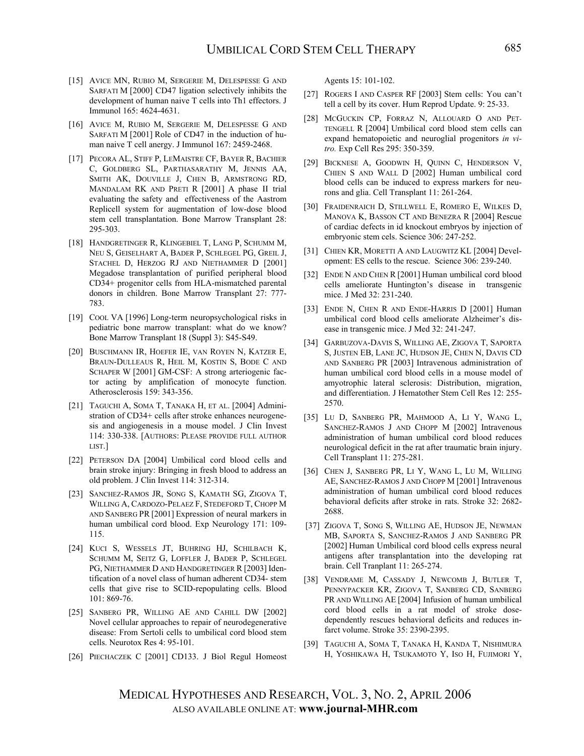[15] AVICE MN, RUBIO M, SERGERIE M, DELESPESSE G AND SARFATI M [2000] CD47 ligation selectively inhibits the development of human naive T cells into Th1 effectors. J Immunol 165: 4624-4631.

[16] AVICE M, RUBIO M, SERGERIE M, DELESPESSE G AND SARFATI M [2001] Role of CD47 in the induction of human naive T cell anergy. J Immunol 167: 2459-2468.

[17] PECORA AL, STIFF P, LEMAISTRE CF, BAYER R, BACHIER C, GOLDBERG SL, PARTHASARATHY M, JENNIS AA, SMITH AK, DOUVILLE J, CHEN B, ARMSTRONG RD, MANDALAM RK AND PRETI R [2001] A phase II trial evaluating the safety and effectiveness of the Aastrom Replicell system for augmentation of low-dose blood stem cell transplantation. Bone Marrow Transplant 28: 295-303.

[18] HANDGRETINGER R, KLINGEBIEL T, LANG P, SCHUMM M, NEU S, GEISELHART A, BADER P, SCHLEGEL PG, GREIL J, STACHEL D, HERZOG RJ AND NIETHAMMER D [2001] Megadose transplantation of purified peripheral blood CD34+ progenitor cells from HLA-mismatched parental donors in children. Bone Marrow Transplant 27: 777-783.

[19] COOL VA [1996] Long-term neuropsychological risks in pediatric bone marrow transplant: what do we know? Bone Marrow Transplant 18 (Suppl 3): S45-S49.

[20] BUSCHMANN IR, HOEFER IE, VAN ROYEN N, KATZER E, BRAUN-DULLEAUS R, HEIL M, KOSTIN S, BODE C AND SCHAPER W [2001] GM-CSF: A strong arteriogenic factor acting by amplification of monocyte function. Atherosclerosis 159: 343-356.

[21] TAGUCHI A, SOMA T, TANAKA H, ET AL. [2004] Administration of CD34+ cells after stroke enhances neurogenesis and angiogenesis in a mouse model. J Clin Invest 114: 330-338. [AUTHORS: PLEASE PROVIDE FULL AUTHOR LIST.]

[22] PETERSON DA [2004] Umbilical cord blood cells and brain stroke injury: Bringing in fresh blood to address an old problem. J Clin Invest 114: 312-314.

[23] SANCHEZ-RAMOS JR, SONG S, KAMATH SG, ZIGOVA T, WILLING A, CARDOZO-PELAEZ F, STEDEFORD T, CHOPP M AND SANBERG PR [2001] Expression of neural markers in human umbilical cord blood. Exp Neurology 171: 109-115.

[24] KUCI S, WESSELS JT, BUHRING HJ, SCHILBACH K, SCHUMM M, SEITZ G, LOFFLER J, BADER P, SCHLEGEL PG, NIETHAMMER D AND HANDGRETINGER R [2003] Identification of a novel class of human adherent CD34- stem cells that give rise to SCID-repopulating cells. Blood 101: 869-76.

[25] SANBERG PR, WILLING AE AND CAHILL DW [2002] Novel cellular approaches to repair of neurodegenerative disease: From Sertoli cells to umbilical cord blood stem cells. Neurotox Res 4: 95-101.

[26] PIECHACZEK C [2001] CD133. J Biol Regul Homeost Agents 15: 101-102.

[27] ROGERS I AND CASPER RF [2003] Stem cells: You can't tell a cell by its cover. Hum Reprod Update. 9: 25-33.

[28] MCGUCKIN CP, FORRAZ N, ALLOUARD O AND PETTENGELL R [2004] Umbilical cord blood stem cells can expand hematopoietic and neuroglial progenitors *in vitro.* Exp Cell Res 295: 350-359.

[29] BICKNESE A, GOODWIN H, QUINN C, HENDERSON V, CHIEN S AND WALL D [2002] Human umbilical cord blood cells can be induced to express markers for neurons and glia. Cell Transplant 11: 261-264.

[30] FRAIDENRAICH D, STILLWELL E, ROMERO E, WILKES D, MANOVA K, BASSON CT AND BENEZRA R [2004] Rescue of cardiac defects in id knockout embryos by injection of embryonic stem cels. Science 306: 247-252.

[31] CHIEN KR, MORETTI A AND LAUGWITZ KL [2004] Development: ES cells to the rescue. Science 306: 239-240.

[32] ENDE N AND CHEN R [2001] Human umbilical cord blood cells ameliorate Huntington's disease in transgenic mice. J Med 32: 231-240.

[33] ENDE N, CHEN R AND ENDE-HARRIS D [2001] Human umbilical cord blood cells ameliorate Alzheimer's disease in transgenic mice. J Med 32: 241-247.

[34] GARBUZOVA-DAVIS S, WILLING AE, ZIGOVA T, SAPORTA S, JUSTEN EB, LANE JC, HUDSON JE, CHEN N, DAVIS CD AND SANBERG PR [2003] Intravenous administration of human umbilical cord blood cells in a mouse model of amyotrophic lateral sclerosis: Distribution, migration, and differentiation. J Hematother Stem Cell Res 12: 255-2570.

[35] LU D, SANBERG PR, MAHMOOD A, LI Y, WANG L, SANCHEZ-RAMOS J AND CHOPP M [2002] Intravenous administration of human umbilical cord blood reduces neurological deficit in the rat after traumatic brain injury. Cell Transplant 11: 275-281.

[36] CHEN J, SANBERG PR, LI Y, WANG L, LU M, WILLING AE, SANCHEZ-RAMOS J AND CHOPP M [2001] Intravenous administration of human umbilical cord blood reduces behavioral deficits after stroke in rats. Stroke 32: 2682-2688.

[37] ZIGOVA T, SONG S, WILLING AE, HUDSON JE, NEWMAN MB, SAPORTA S, SANCHEZ-RAMOS J AND SANBERG PR [2002] Human Umbilical cord blood cells express neural antigens after transplantation into the developing rat brain. Cell Tranplant 11: 265-274.

[38] VENDRAME M, CASSADY J, NEWCOMB J, BUTLER T, PENNYPACKER KR, ZIGOVA T, SANBERG CD, SANBERG PR AND WILLING AE [2004] Infusion of human umbilical cord blood cells in a rat model of stroke dose-dependently rescues behavioral deficits and reduces infarct volume. Stroke 35: 2390-2395.

[39] TAGUCHI A, SOMA T, TANAKA H, KANDA T, NISHIMURA H, YOSHIKAWA H, TSUKAMOTO Y, ISO H, FUJIMORI Y,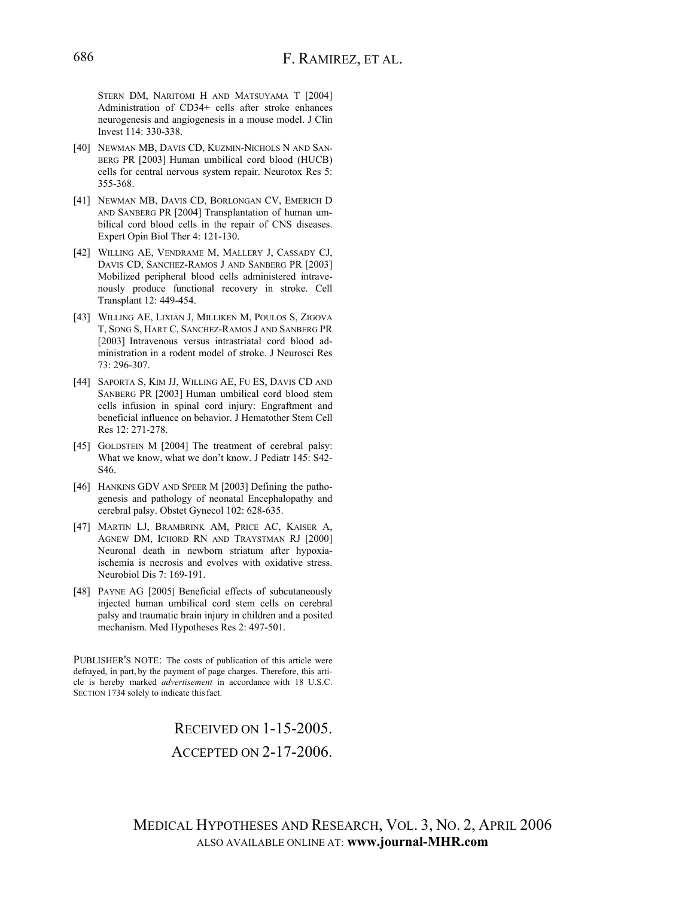STERN DM, NARITOMI H AND MATSUYAMA T [2004] Administration of CD34+ cells after stroke enhances neurogenesis and angiogenesis in a mouse model. J Clin Invest 114: 330-338.

[40] NEWMAN MB, DAVIS CD, KUZMIN-NICHOLS N AND SANBERG PR [2003] Human umbilical cord blood (HUCB) cells for central nervous system repair. Neurotox Res 5: 355-368.

[41] NEWMAN MB, DAVIS CD, BORLONGAN CV, EMERICH D AND SANBERG PR [2004] Transplantation of human umbilical cord blood cells in the repair of CNS diseases. Expert Opin Biol Ther 4: 121-130.

[42] WILLING AE, VENDRAME M, MALLERY J, CASSADY CJ, DAVIS CD, SANCHEZ-RAMOS J AND SANBERG PR [2003] Mobilized peripheral blood cells administered intravenously produce functional recovery in stroke. Cell Transplant 12: 449-454.

[43] WILLING AE, LIXIAN J, MILLIKEN M, POULOS S, ZIGOVA T, SONG S, HART C, SANCHEZ-RAMOS J AND SANBERG PR [2003] Intravenous versus intrastriatal cord blood administration in a rodent model of stroke. J Neurosci Res 73: 296-307.

[44] SAPORTA S, KIM JJ, WILLING AE, FU ES, DAVIS CD AND SANBERG PR [2003] Human umbilical cord blood stem cells infusion in spinal cord injury: Engraftment and beneficial influence on behavior. J Hematother Stem Cell Res 12: 271-278.

[45] GOLDSTEIN M [2004] The treatment of cerebral palsy: What we know, what we don't know. J Pediatr 145: S42-S46.

[46] HANKINS GDV AND SPEER M [2003] Defining the pathogenesis and pathology of neonatal Encephalopathy and cerebral palsy. Obstet Gynecol 102: 628-635.

[47] MARTIN LJ, BRAMBRINK AM, PRICE AC, KAISER A, AGNEW DM, ICHORD RN AND TRAYSTMAN RJ [2000] Neuronal death in newborn striatum after hypoxia-ischemia is necrosis and evolves with oxidative stress. Neurobiol Dis 7: 169-191.

[48] PAYNE AG [2005] Beneficial effects of subcutaneously injected human umbilical cord stem cells on cerebral palsy and traumatic brain injury in children and a posited mechanism. Med Hypotheses Res 2: 497-501.

PUBLISHER'S NOTE: The costs of publication of this article were defrayed, in part, by the payment of page charges. Therefore, this article is hereby marked *advertisement* in accordance with 18 U.S.C. SECTION 1734 solely to indicate this fact.

RECEIVED ON 1-15-2005.

ACCEPTED ON 2-17-2006.